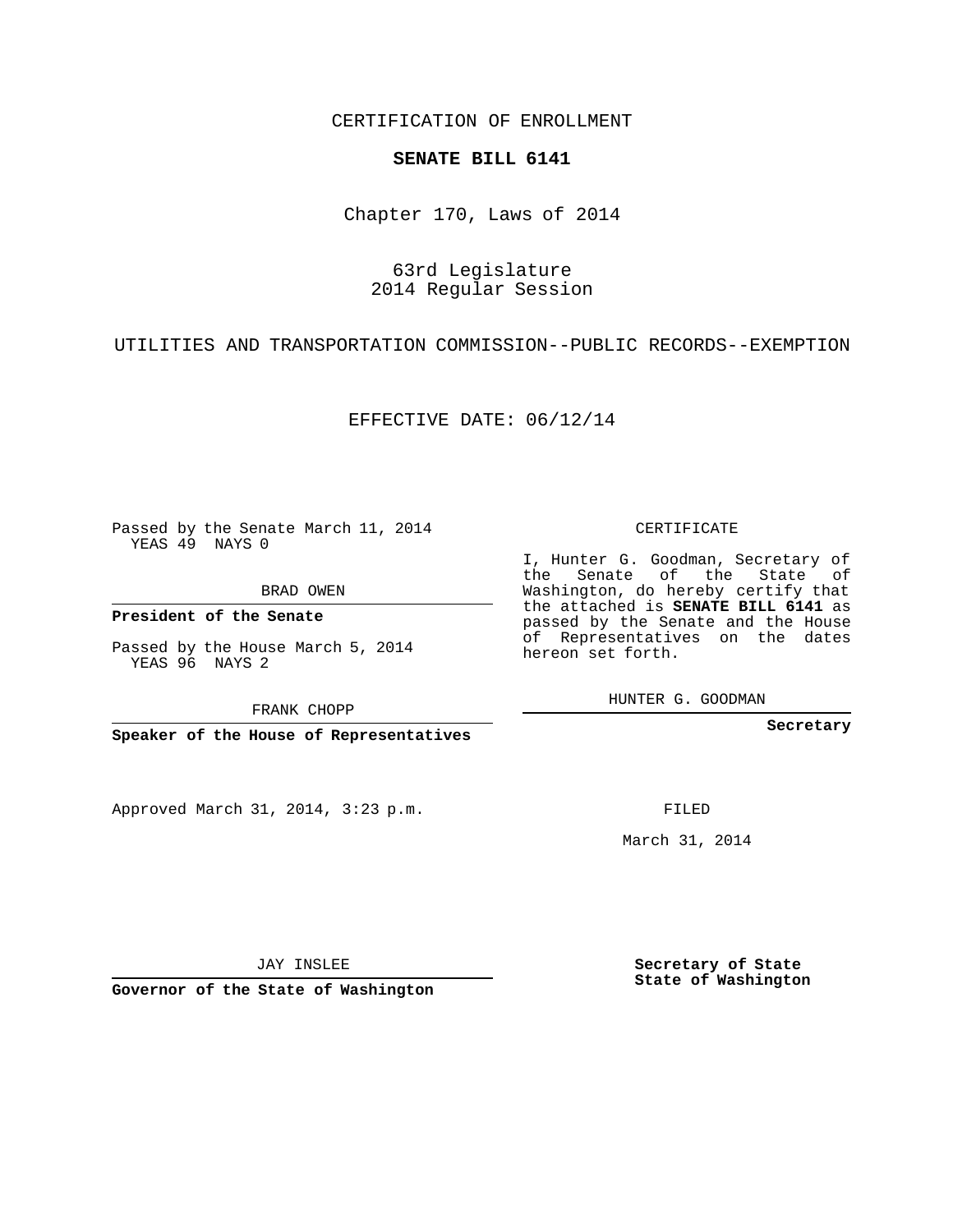CERTIFICATION OF ENROLLMENT

**SENATE BILL 6141**

Chapter 170, Laws of 2014

63rd Legislature
2014 Regular Session

UTILITIES AND TRANSPORTATION COMMISSION--PUBLIC RECORDS--EXEMPTION

EFFECTIVE DATE: 06/12/14

Passed by the Senate March 11, 2014
YEAS 49 NAYS 0

BRAD OWEN

**President of the Senate**

Passed by the House March 5, 2014
YEAS 96 NAYS 2

FRANK CHOPP

**Speaker of the House of Representatives**

CERTIFICATE

I, Hunter G. Goodman, Secretary of the Senate of the State of Washington, do hereby certify that the attached is **SENATE BILL 6141** as passed by the Senate and the House of Representatives on the dates hereon set forth.

HUNTER G. GOODMAN

**Secretary**

Approved March 31, 2014, 3:23 p.m.

FILED

March 31, 2014

JAY INSLEE

**Governor of the State of Washington**

**Secretary of State**
**State of Washington**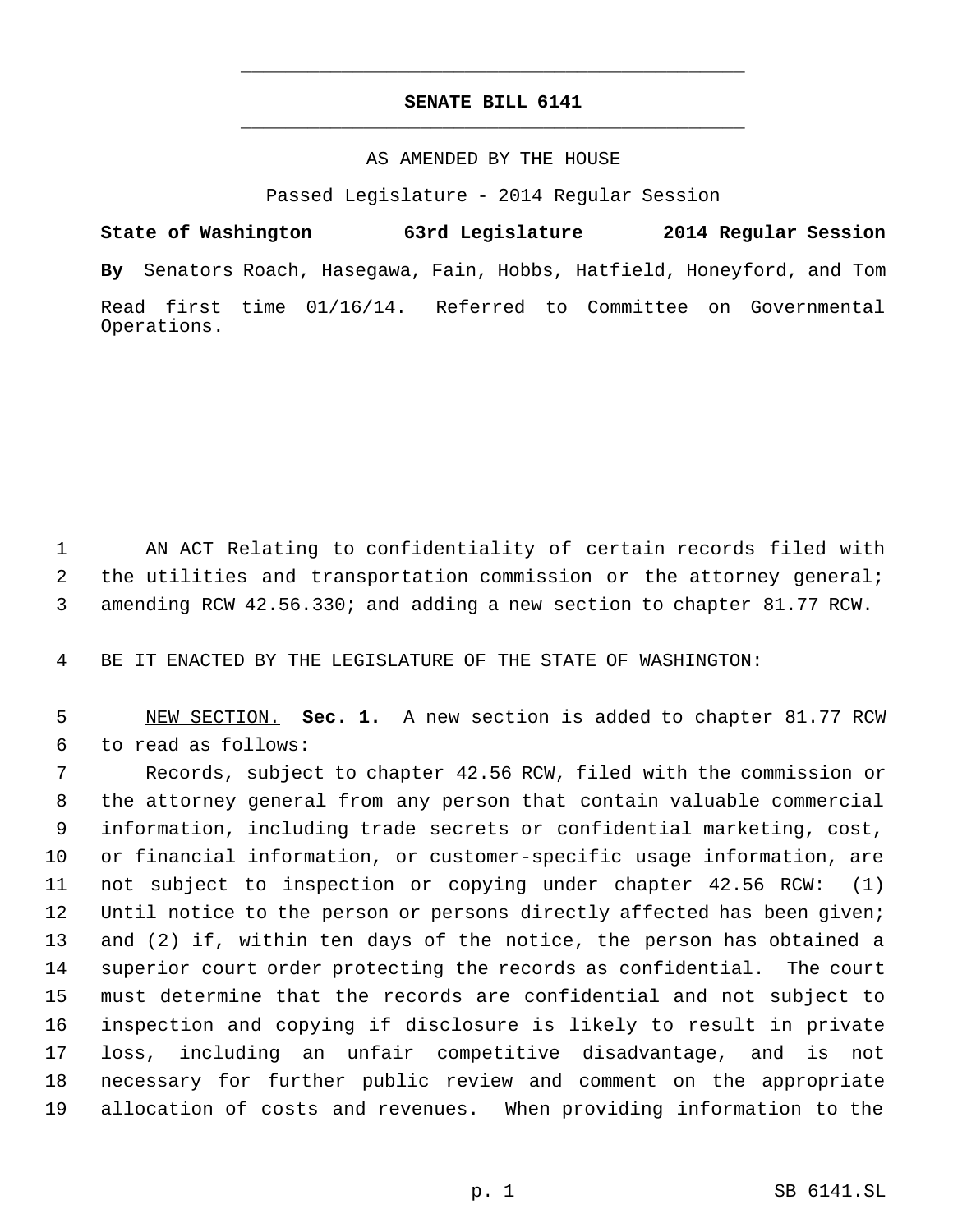# SENATE BILL 6141

AS AMENDED BY THE HOUSE

Passed Legislature - 2014 Regular Session

**State of Washington 63rd Legislature 2014 Regular Session**

**By** Senators Roach, Hasegawa, Fain, Hobbs, Hatfield, Honeyford, and Tom

Read first time 01/16/14. Referred to Committee on Governmental Operations.

AN ACT Relating to confidentiality of certain records filed with the utilities and transportation commission or the attorney general; amending RCW 42.56.330; and adding a new section to chapter 81.77 RCW.

BE IT ENACTED BY THE LEGISLATURE OF THE STATE OF WASHINGTON:

NEW SECTION. **Sec. 1.** A new section is added to chapter 81.77 RCW to read as follows:

Records, subject to chapter 42.56 RCW, filed with the commission or the attorney general from any person that contain valuable commercial information, including trade secrets or confidential marketing, cost, or financial information, or customer-specific usage information, are not subject to inspection or copying under chapter 42.56 RCW: (1) Until notice to the person or persons directly affected has been given; and (2) if, within ten days of the notice, the person has obtained a superior court order protecting the records as confidential. The court must determine that the records are confidential and not subject to inspection and copying if disclosure is likely to result in private loss, including an unfair competitive disadvantage, and is not necessary for further public review and comment on the appropriate allocation of costs and revenues. When providing information to the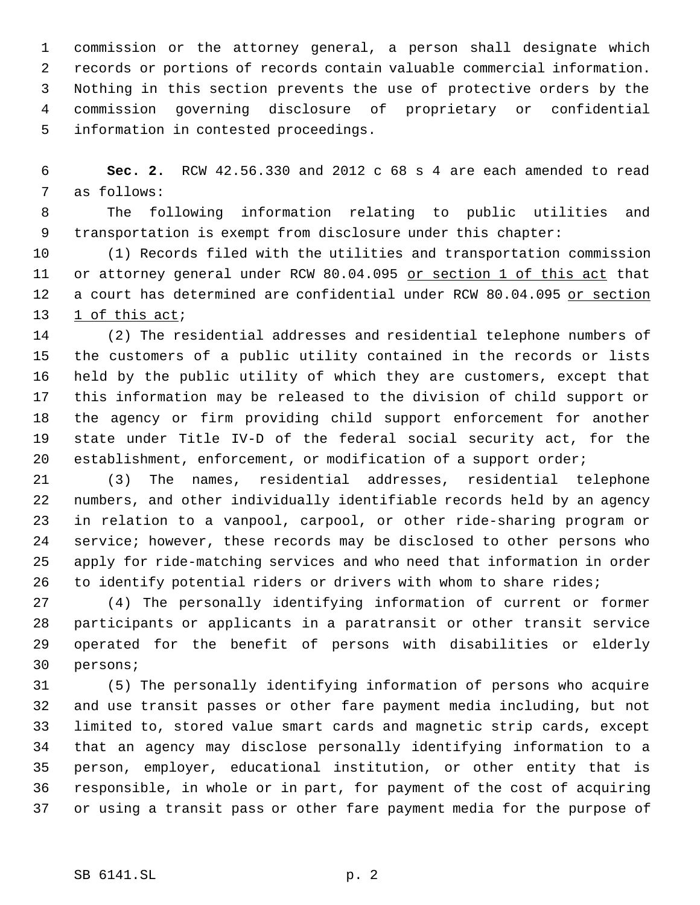commission or the attorney general, a person shall designate which records or portions of records contain valuable commercial information. Nothing in this section prevents the use of protective orders by the commission governing disclosure of proprietary or confidential information in contested proceedings.

**Sec. 2.** RCW 42.56.330 and 2012 c 68 s 4 are each amended to read as follows:

The following information relating to public utilities and transportation is exempt from disclosure under this chapter:

(1) Records filed with the utilities and transportation commission or attorney general under RCW 80.04.095 <u>or section 1 of this act</u> that a court has determined are confidential under RCW 80.04.095 <u>or section 1 of this act</u>;

(2) The residential addresses and residential telephone numbers of the customers of a public utility contained in the records or lists held by the public utility of which they are customers, except that this information may be released to the division of child support or the agency or firm providing child support enforcement for another state under Title IV-D of the federal social security act, for the establishment, enforcement, or modification of a support order;

(3) The names, residential addresses, residential telephone numbers, and other individually identifiable records held by an agency in relation to a vanpool, carpool, or other ride-sharing program or service; however, these records may be disclosed to other persons who apply for ride-matching services and who need that information in order to identify potential riders or drivers with whom to share rides;

(4) The personally identifying information of current or former participants or applicants in a paratransit or other transit service operated for the benefit of persons with disabilities or elderly persons;

(5) The personally identifying information of persons who acquire and use transit passes or other fare payment media including, but not limited to, stored value smart cards and magnetic strip cards, except that an agency may disclose personally identifying information to a person, employer, educational institution, or other entity that is responsible, in whole or in part, for payment of the cost of acquiring or using a transit pass or other fare payment media for the purpose of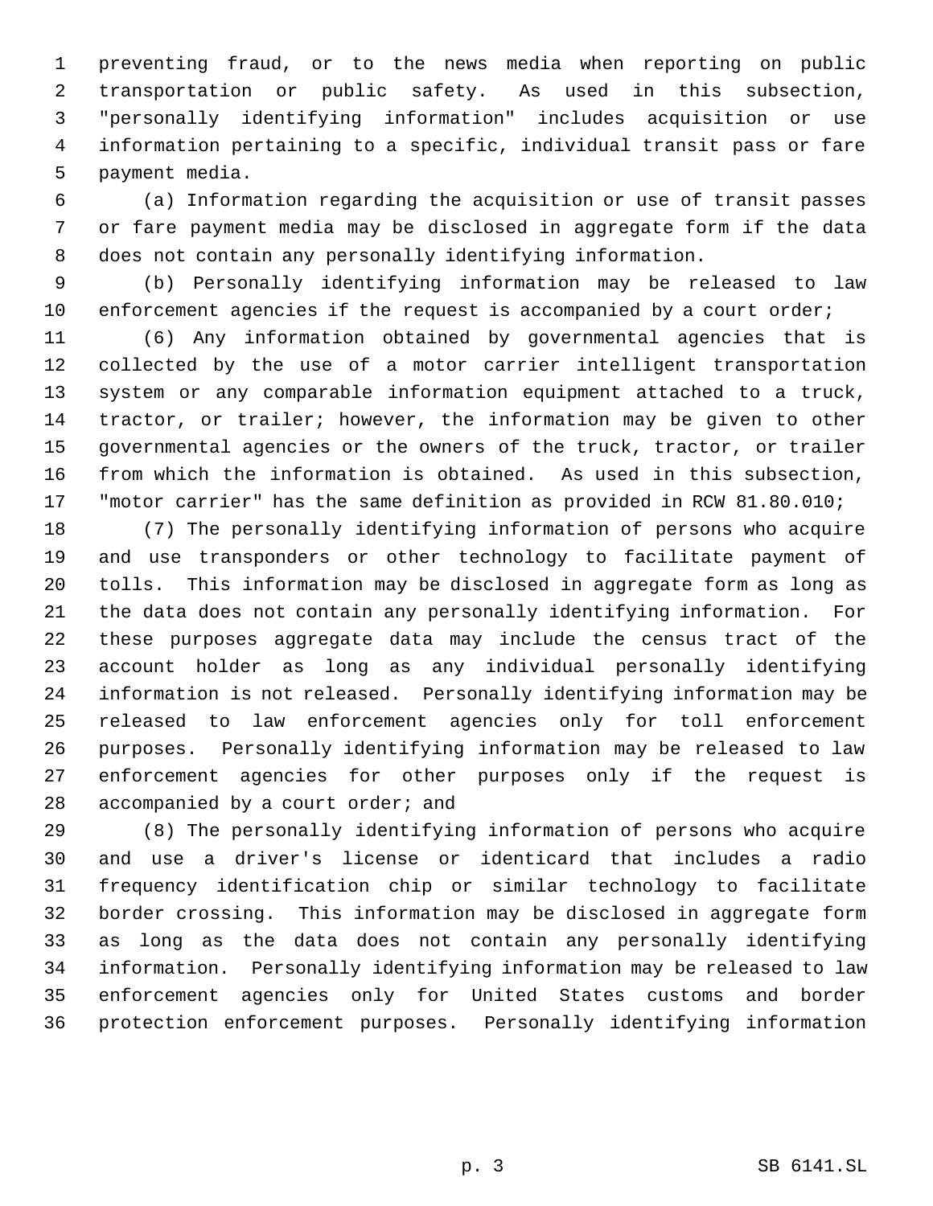preventing fraud, or to the news media when reporting on public transportation or public safety. As used in this subsection, "personally identifying information" includes acquisition or use information pertaining to a specific, individual transit pass or fare payment media.

(a) Information regarding the acquisition or use of transit passes or fare payment media may be disclosed in aggregate form if the data does not contain any personally identifying information.

(b) Personally identifying information may be released to law enforcement agencies if the request is accompanied by a court order;

(6) Any information obtained by governmental agencies that is collected by the use of a motor carrier intelligent transportation system or any comparable information equipment attached to a truck, tractor, or trailer; however, the information may be given to other governmental agencies or the owners of the truck, tractor, or trailer from which the information is obtained. As used in this subsection, "motor carrier" has the same definition as provided in RCW 81.80.010;

(7) The personally identifying information of persons who acquire and use transponders or other technology to facilitate payment of tolls. This information may be disclosed in aggregate form as long as the data does not contain any personally identifying information. For these purposes aggregate data may include the census tract of the account holder as long as any individual personally identifying information is not released. Personally identifying information may be released to law enforcement agencies only for toll enforcement purposes. Personally identifying information may be released to law enforcement agencies for other purposes only if the request is accompanied by a court order; and

(8) The personally identifying information of persons who acquire and use a driver's license or identicard that includes a radio frequency identification chip or similar technology to facilitate border crossing. This information may be disclosed in aggregate form as long as the data does not contain any personally identifying information. Personally identifying information may be released to law enforcement agencies only for United States customs and border protection enforcement purposes. Personally identifying information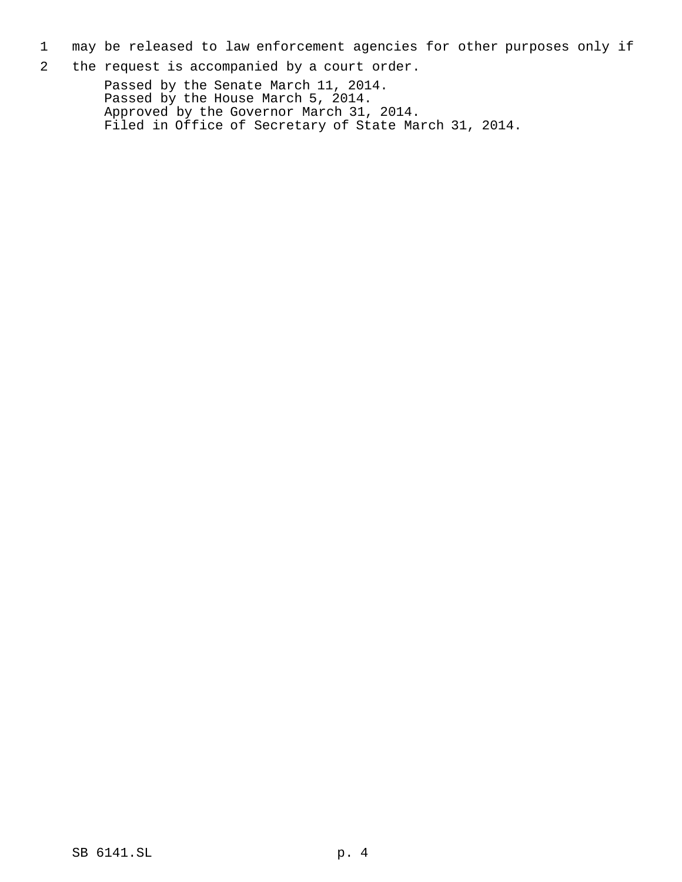may be released to law enforcement agencies for other purposes only if the request is accompanied by a court order.

Passed by the Senate March 11, 2014.
Passed by the House March 5, 2014.
Approved by the Governor March 31, 2014.
Filed in Office of Secretary of State March 31, 2014.